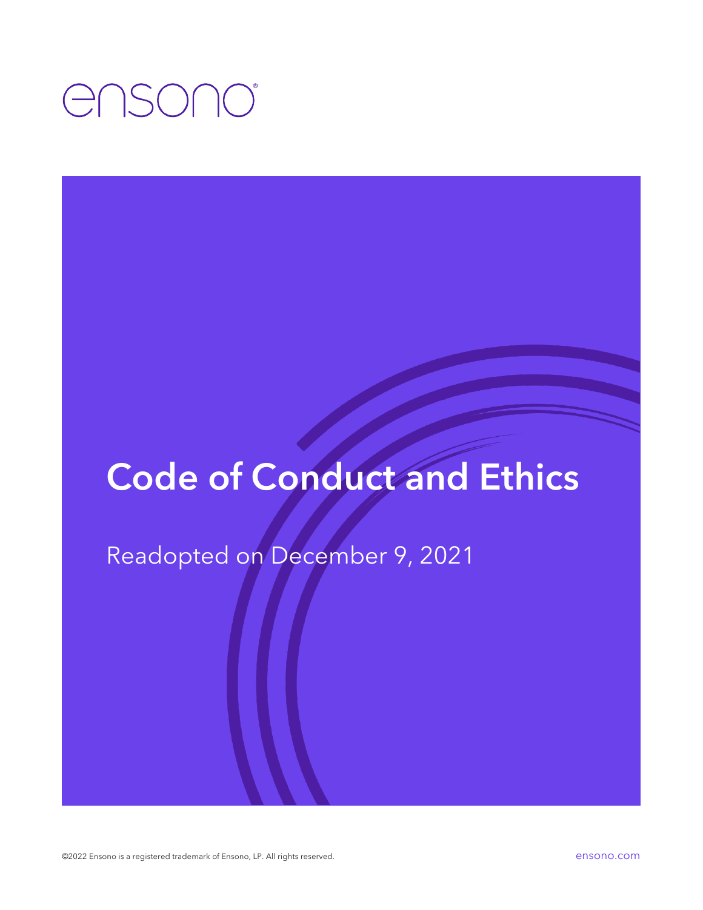ensono

# Code of Conduct and Ethics

Readopted on December 9, 2021

©2022 Ensono is a registered trademark of Ensono, LP. All rights reserved.

ensono.com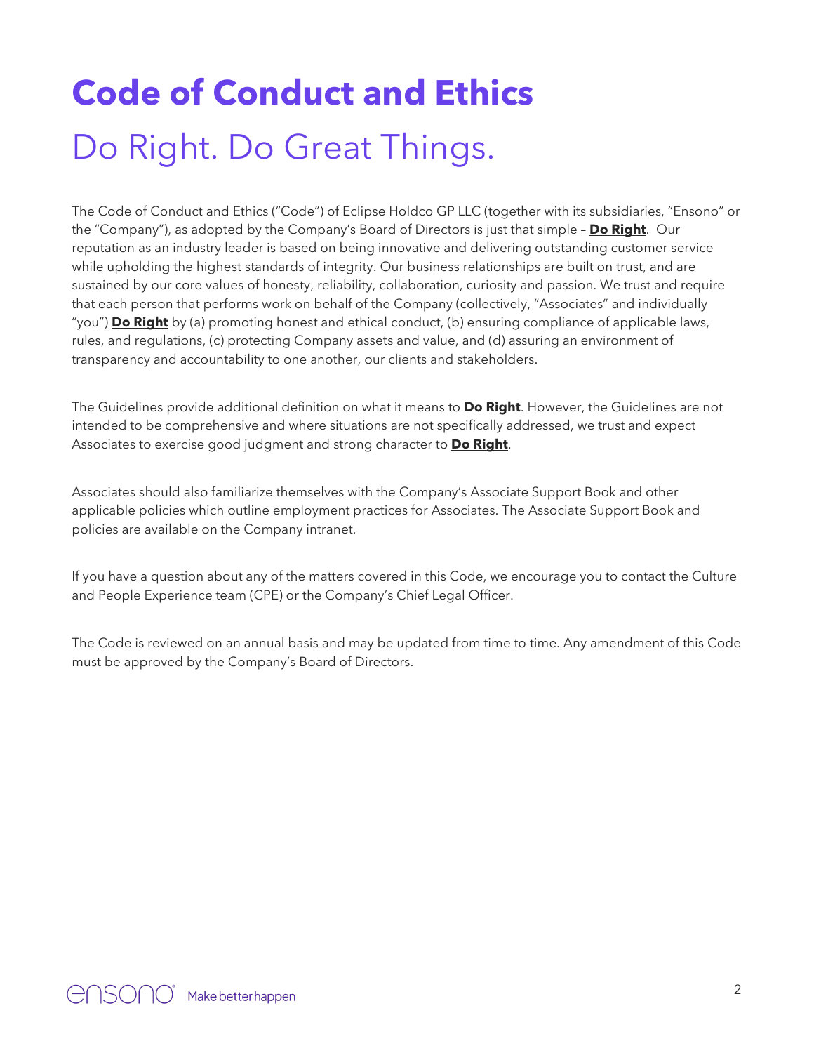# Code of Conduct and Ethics

## Do Right. Do Great Things.

The Code of Conduct and Ethics ("Code") of Eclipse Holdco GP LLC (together with its subsidiaries, "Ensono" or the "Company"), as adopted by the Company's Board of Directors is just that simple – **Do Right**. Our reputation as an industry leader is based on being innovative and delivering outstanding customer service while upholding the highest standards of integrity. Our business relationships are built on trust, and are sustained by our core values of honesty, reliability, collaboration, curiosity and passion. We trust and require that each person that performs work on behalf of the Company (collectively, "Associates" and individually "you") **Do Right** by (a) promoting honest and ethical conduct, (b) ensuring compliance of applicable laws, rules, and regulations, (c) protecting Company assets and value, and (d) assuring an environment of transparency and accountability to one another, our clients and stakeholders.

The Guidelines provide additional definition on what it means to **Do Right**. However, the Guidelines are not intended to be comprehensive and where situations are not specifically addressed, we trust and expect Associates to exercise good judgment and strong character to **Do Right**.

Associates should also familiarize themselves with the Company's Associate Support Book and other applicable policies which outline employment practices for Associates. The Associate Support Book and policies are available on the Company intranet.

If you have a question about any of the matters covered in this Code, we encourage you to contact the Culture and People Experience team (CPE) or the Company's Chief Legal Officer.

The Code is reviewed on an annual basis and may be updated from time to time. Any amendment of this Code must be approved by the Company's Board of Directors.